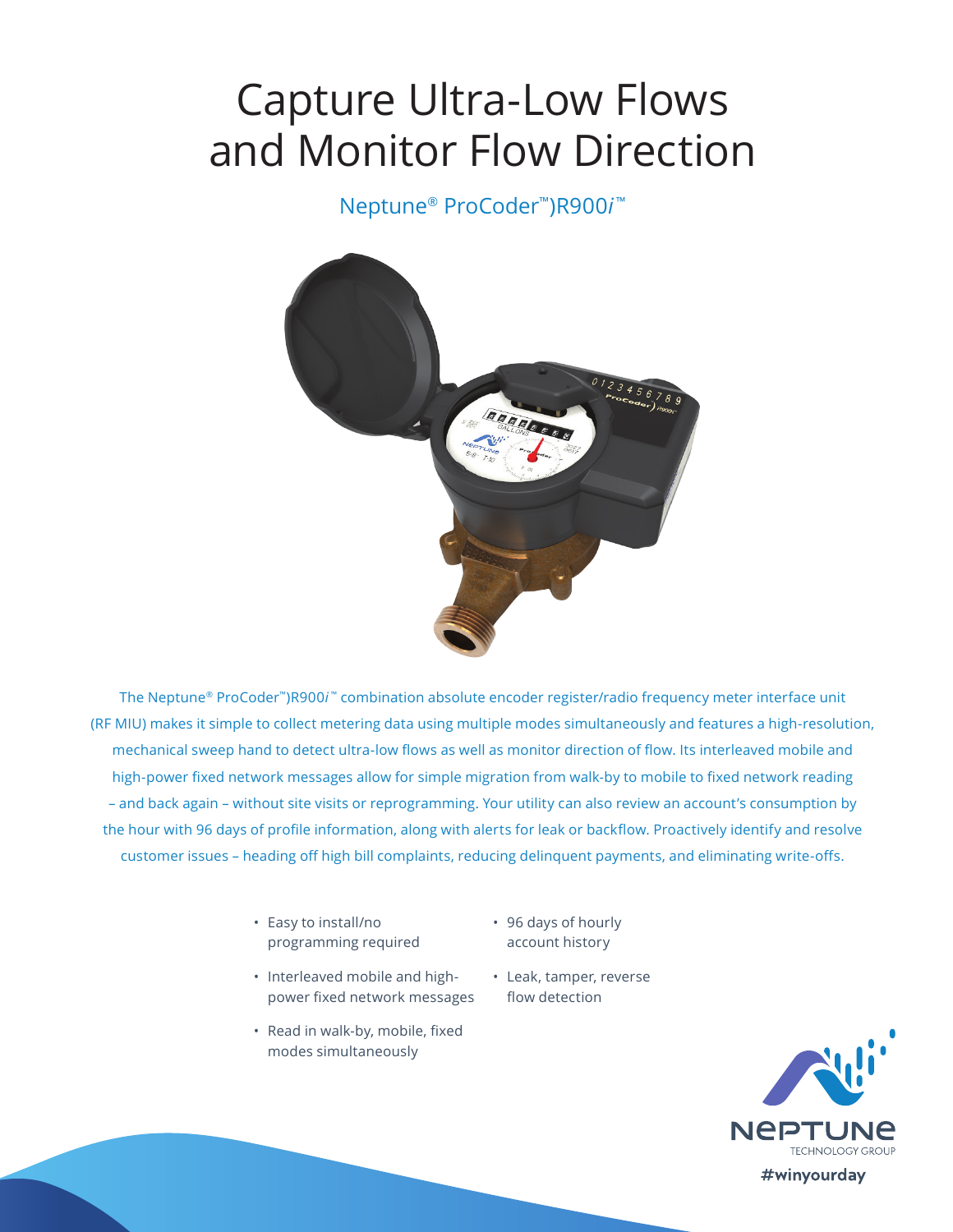# Capture Ultra-Low Flows and Monitor Flow Direction

## Neptune® ProCoder™)R900*i*™

The Neptune® ProCoder™)R900*i*™ combination absolute encoder register/radio frequency meter interface unit (RF MIU) makes it simple to collect metering data using multiple modes simultaneously and features a high-resolution, mechanical sweep hand to detect ultra-low flows as well as monitor direction of flow. Its interleaved mobile and high-power fixed network messages allow for simple migration from walk-by to mobile to fixed network reading – and back again – without site visits or reprogramming. Your utility can also review an account's consumption by the hour with 96 days of profile information, along with alerts for leak or backflow. Proactively identify and resolve customer issues – heading off high bill complaints, reducing delinquent payments, and eliminating write-offs.

- Easy to install/no programming required
- Interleaved mobile and high-power fixed network messages
- Read in walk-by, mobile, fixed modes simultaneously
- 96 days of hourly account history
- Leak, tamper, reverse flow detection

NEPTUNE TECHNOLOGY GROUP

#winyourday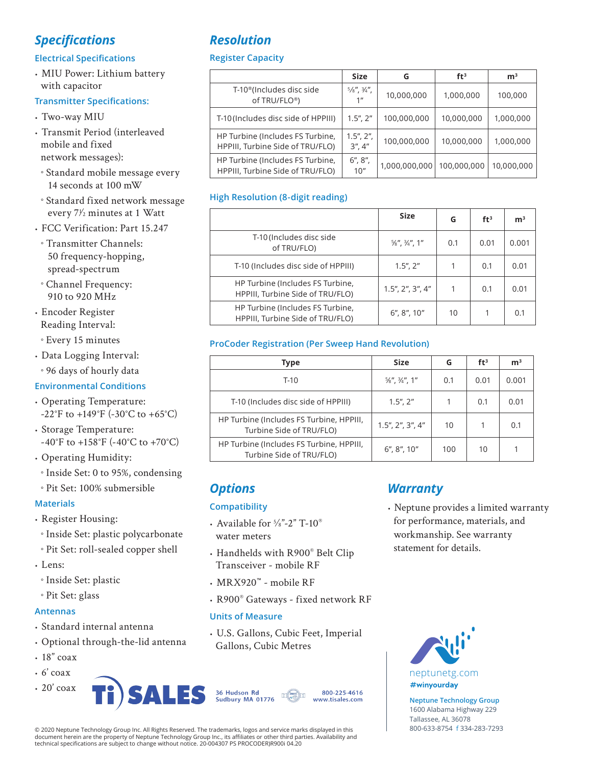## Specifications

### Electrical Specifications

- MIU Power: Lithium battery with capacitor

### Transmitter Specifications:

- Two-way MIU
- Transmit Period (interleaved mobile and fixed network messages):
  - Standard mobile message every 14 seconds at 100 mW
  - Standard fixed network message every 7½ minutes at 1 Watt
- FCC Verification: Part 15.247
  - Transmitter Channels: 50 frequency-hopping, spread-spectrum
  - Channel Frequency: 910 to 920 MHz
- Encoder Register Reading Interval:
  - Every 15 minutes
- Data Logging Interval:
  - 96 days of hourly data

### Environmental Conditions

- Operating Temperature: -22°F to +149°F (-30°C to +65°C)
- Storage Temperature: -40°F to +158°F (-40°C to +70°C)
- Operating Humidity:
  - Inside Set: 0 to 95%, condensing
  - Pit Set: 100% submersible

### Materials

- Register Housing:
  - Inside Set: plastic polycarbonate
  - Pit Set: roll-sealed copper shell
- Lens:
  - Inside Set: plastic
  - Pit Set: glass

### Antennas

- Standard internal antenna
- Optional through-the-lid antenna
- 18" coax
- 6' coax
- 20' coax

## Resolution

### Register Capacity

| | Size | G | ft³ | m³ |
|---|---|---|---|---|
| T-10®(Includes disc side of TRU/FLO®) | ⅝", ¾", 1" | 10,000,000 | 1,000,000 | 100,000 |
| T-10 (Includes disc side of HPPIII) | 1.5", 2" | 100,000,000 | 10,000,000 | 1,000,000 |
| HP Turbine (Includes FS Turbine, HPPIII, Turbine Side of TRU/FLO) | 1.5", 2", 3", 4" | 100,000,000 | 10,000,000 | 1,000,000 |
| HP Turbine (Includes FS Turbine, HPPIII, Turbine Side of TRU/FLO) | 6", 8", 10" | 1,000,000,000 | 100,000,000 | 10,000,000 |

### High Resolution (8-digit reading)

| | Size | G | ft³ | m³ |
|---|---|---|---|---|
| T-10 (Includes disc side of TRU/FLO) | ⅝", ¾", 1" | 0.1 | 0.01 | 0.001 |
| T-10 (Includes disc side of HPPIII) | 1.5", 2" | 1 | 0.1 | 0.01 |
| HP Turbine (Includes FS Turbine, HPPIII, Turbine Side of TRU/FLO) | 1.5", 2", 3", 4" | 1 | 0.1 | 0.01 |
| HP Turbine (Includes FS Turbine, HPPIII, Turbine Side of TRU/FLO) | 6", 8", 10" | 10 | 1 | 0.1 |

### ProCoder Registration (Per Sweep Hand Revolution)

| Type | Size | G | ft³ | m³ |
|---|---|---|---|---|
| T-10 | ⅝", ¾", 1" | 0.1 | 0.01 | 0.001 |
| T-10 (Includes disc side of HPPIII) | 1.5", 2" | 1 | 0.1 | 0.01 |
| HP Turbine (Includes FS Turbine, HPPIII, Turbine Side of TRU/FLO) | 1.5", 2", 3", 4" | 10 | 1 | 0.1 |
| HP Turbine (Includes FS Turbine, HPPIII, Turbine Side of TRU/FLO) | 6", 8", 10" | 100 | 10 | 1 |

## Options

### Compatibility

- Available for ⅝"-2" T-10® water meters
- Handhelds with R900® Belt Clip Transceiver - mobile RF
- MRX920™ - mobile RF
- R900® Gateways - fixed network RF

### Units of Measure

- U.S. Gallons, Cubic Feet, Imperial Gallons, Cubic Metres

## Warranty

- Neptune provides a limited warranty for performance, materials, and workmanship. See warranty statement for details.

Ti SALES
36 Hudson Rd
Sudbury MA 01776
800-225-4616
www.tisales.com

neptunetg.com
#winyourday

**Neptune Technology Group**
1600 Alabama Highway 229
Tallassee, AL 36078
800-633-8754 f 334-283-7293

© 2020 Neptune Technology Group Inc. All Rights Reserved. The trademarks, logos and service marks displayed in this document herein are the property of Neptune Technology Group Inc., its affiliates or other third parties. Availability and technical specifications are subject to change without notice. 20-004307 PS PROCODER)R900i 04.20